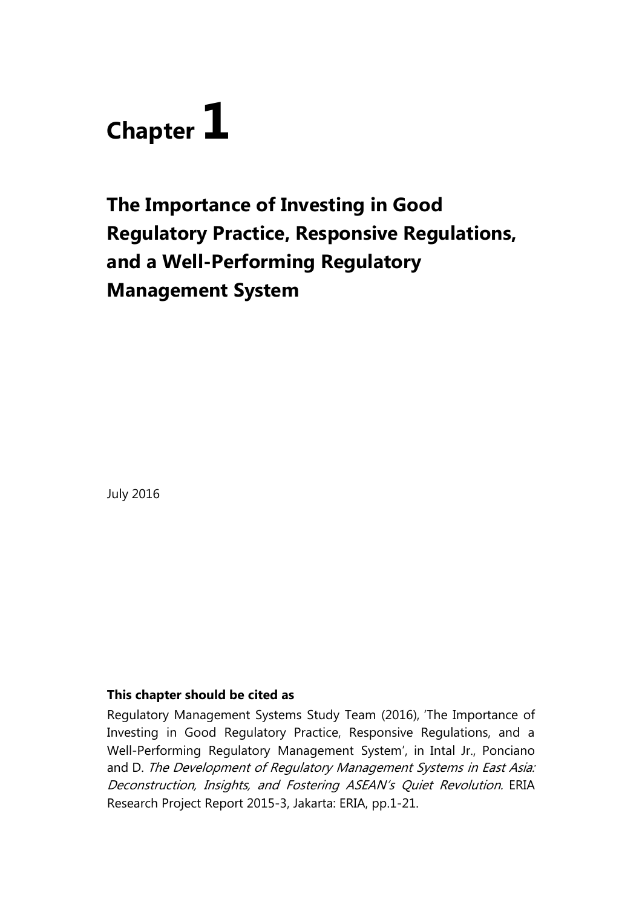# Chapter 1

## The Importance of Investing in Good Regulatory Practice, Responsive Regulations, and a Well-Performing Regulatory Management System

July 2016

**This chapter should be cited as**

Regulatory Management Systems Study Team (2016), 'The Importance of Investing in Good Regulatory Practice, Responsive Regulations, and a Well-Performing Regulatory Management System', in Intal Jr., Ponciano and D. *The Development of Regulatory Management Systems in East Asia: Deconstruction, Insights, and Fostering ASEAN's Quiet Revolution.* ERIA Research Project Report 2015-3, Jakarta: ERIA, pp.1-21.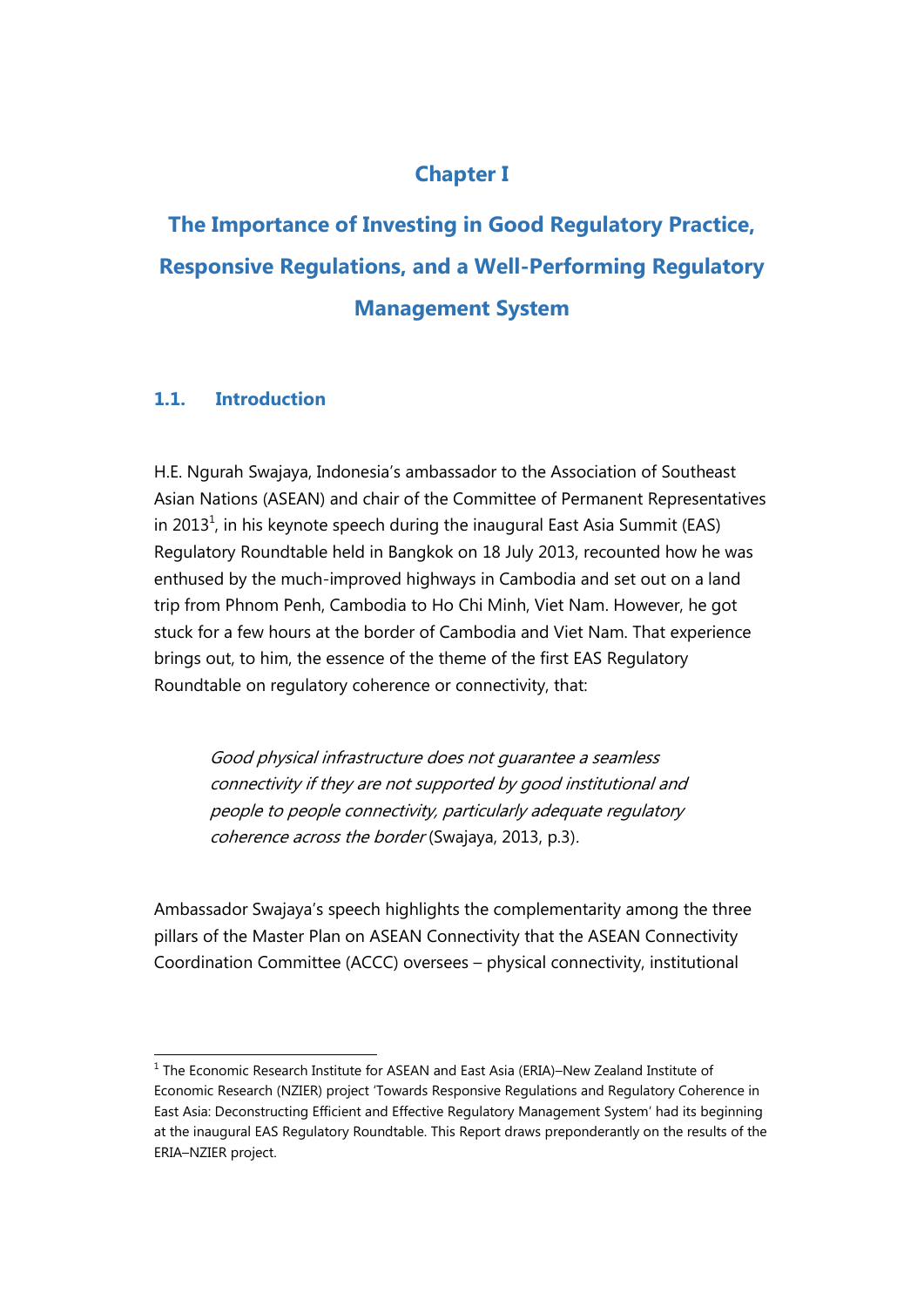# Chapter I

# The Importance of Investing in Good Regulatory Practice, Responsive Regulations, and a Well-Performing Regulatory Management System

## 1.1. Introduction

H.E. Ngurah Swajaya, Indonesia's ambassador to the Association of Southeast Asian Nations (ASEAN) and chair of the Committee of Permanent Representatives in 2013[1], in his keynote speech during the inaugural East Asia Summit (EAS) Regulatory Roundtable held in Bangkok on 18 July 2013, recounted how he was enthused by the much-improved highways in Cambodia and set out on a land trip from Phnom Penh, Cambodia to Ho Chi Minh, Viet Nam. However, he got stuck for a few hours at the border of Cambodia and Viet Nam. That experience brings out, to him, the essence of the theme of the first EAS Regulatory Roundtable on regulatory coherence or connectivity, that:

> *Good physical infrastructure does not guarantee a seamless connectivity if they are not supported by good institutional and people to people connectivity, particularly adequate regulatory coherence across the border* (Swajaya, 2013, p.3).

Ambassador Swajaya's speech highlights the complementarity among the three pillars of the Master Plan on ASEAN Connectivity that the ASEAN Connectivity Coordination Committee (ACCC) oversees – physical connectivity, institutional

[1] The Economic Research Institute for ASEAN and East Asia (ERIA)–New Zealand Institute of Economic Research (NZIER) project 'Towards Responsive Regulations and Regulatory Coherence in East Asia: Deconstructing Efficient and Effective Regulatory Management System' had its beginning at the inaugural EAS Regulatory Roundtable. This Report draws preponderantly on the results of the ERIA–NZIER project.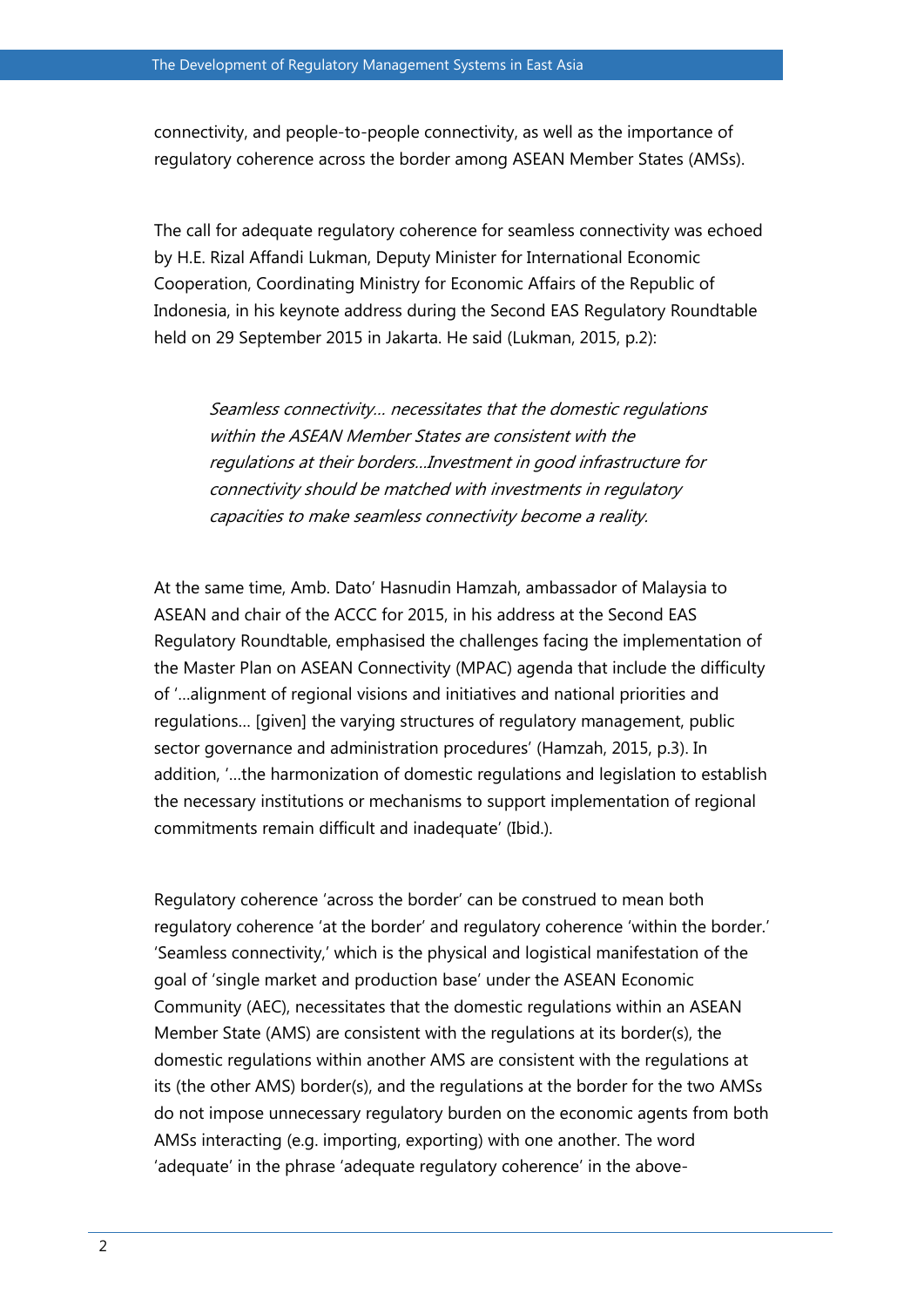connectivity, and people-to-people connectivity, as well as the importance of regulatory coherence across the border among ASEAN Member States (AMSs).

The call for adequate regulatory coherence for seamless connectivity was echoed by H.E. Rizal Affandi Lukman, Deputy Minister for International Economic Cooperation, Coordinating Ministry for Economic Affairs of the Republic of Indonesia, in his keynote address during the Second EAS Regulatory Roundtable held on 29 September 2015 in Jakarta. He said (Lukman, 2015, p.2):

> *Seamless connectivity… necessitates that the domestic regulations within the ASEAN Member States are consistent with the regulations at their borders…Investment in good infrastructure for connectivity should be matched with investments in regulatory capacities to make seamless connectivity become a reality.*

At the same time, Amb. Dato' Hasnudin Hamzah, ambassador of Malaysia to ASEAN and chair of the ACCC for 2015, in his address at the Second EAS Regulatory Roundtable, emphasised the challenges facing the implementation of the Master Plan on ASEAN Connectivity (MPAC) agenda that include the difficulty of '…alignment of regional visions and initiatives and national priorities and regulations… [given] the varying structures of regulatory management, public sector governance and administration procedures' (Hamzah, 2015, p.3). In addition, '…the harmonization of domestic regulations and legislation to establish the necessary institutions or mechanisms to support implementation of regional commitments remain difficult and inadequate' (Ibid.).

Regulatory coherence 'across the border' can be construed to mean both regulatory coherence 'at the border' and regulatory coherence 'within the border.' 'Seamless connectivity,' which is the physical and logistical manifestation of the goal of 'single market and production base' under the ASEAN Economic Community (AEC), necessitates that the domestic regulations within an ASEAN Member State (AMS) are consistent with the regulations at its border(s), the domestic regulations within another AMS are consistent with the regulations at its (the other AMS) border(s), and the regulations at the border for the two AMSs do not impose unnecessary regulatory burden on the economic agents from both AMSs interacting (e.g. importing, exporting) with one another. The word 'adequate' in the phrase 'adequate regulatory coherence' in the above-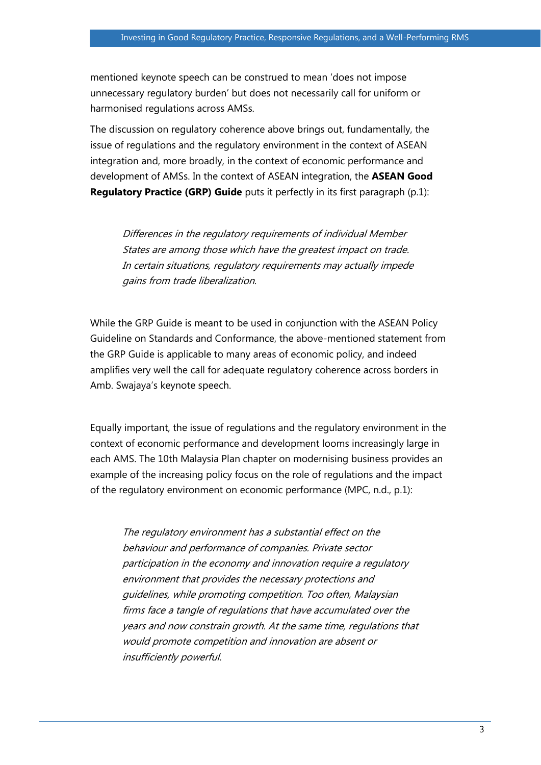mentioned keynote speech can be construed to mean 'does not impose unnecessary regulatory burden' but does not necessarily call for uniform or harmonised regulations across AMSs.

The discussion on regulatory coherence above brings out, fundamentally, the issue of regulations and the regulatory environment in the context of ASEAN integration and, more broadly, in the context of economic performance and development of AMSs. In the context of ASEAN integration, the **ASEAN Good Regulatory Practice (GRP) Guide** puts it perfectly in its first paragraph (p.1):

> *Differences in the regulatory requirements of individual Member States are among those which have the greatest impact on trade. In certain situations, regulatory requirements may actually impede gains from trade liberalization.*

While the GRP Guide is meant to be used in conjunction with the ASEAN Policy Guideline on Standards and Conformance, the above-mentioned statement from the GRP Guide is applicable to many areas of economic policy, and indeed amplifies very well the call for adequate regulatory coherence across borders in Amb. Swajaya's keynote speech.

Equally important, the issue of regulations and the regulatory environment in the context of economic performance and development looms increasingly large in each AMS. The 10th Malaysia Plan chapter on modernising business provides an example of the increasing policy focus on the role of regulations and the impact of the regulatory environment on economic performance (MPC, n.d., p.1):

> *The regulatory environment has a substantial effect on the behaviour and performance of companies. Private sector participation in the economy and innovation require a regulatory environment that provides the necessary protections and guidelines, while promoting competition. Too often, Malaysian firms face a tangle of regulations that have accumulated over the years and now constrain growth. At the same time, regulations that would promote competition and innovation are absent or insufficiently powerful.*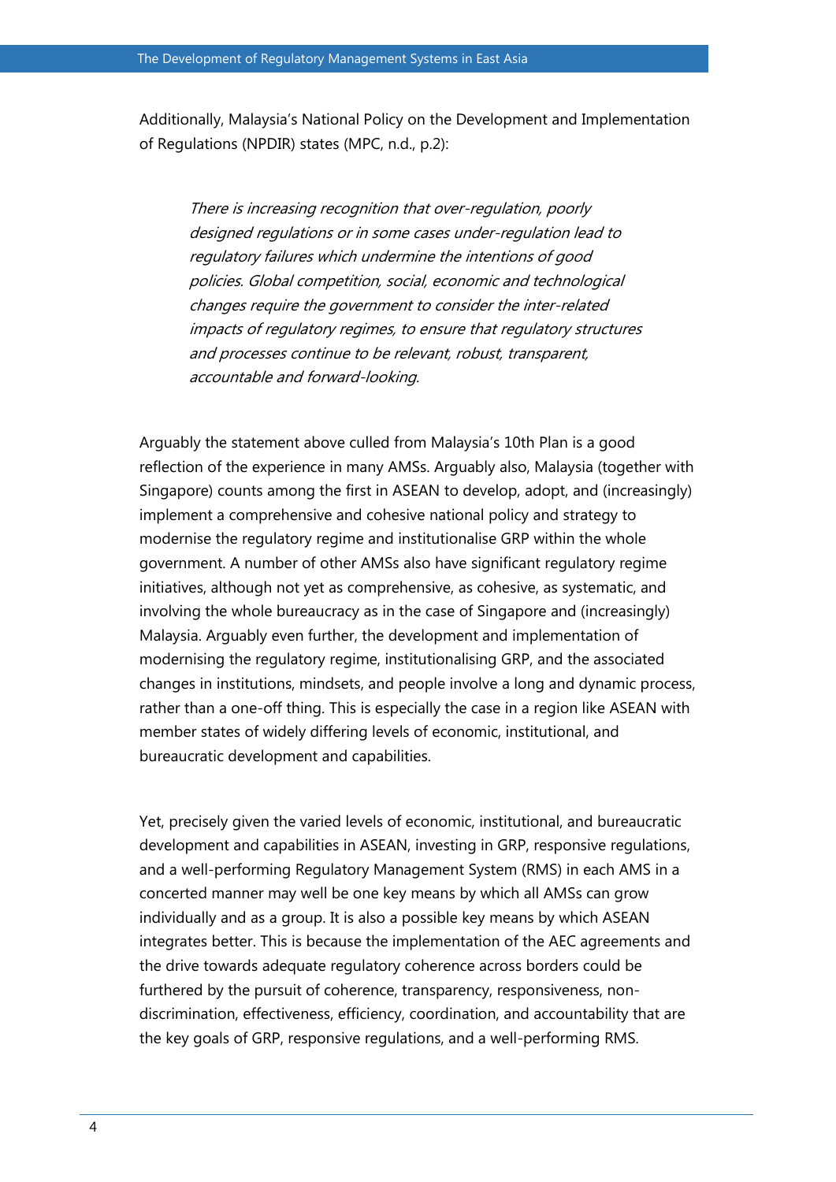Additionally, Malaysia's National Policy on the Development and Implementation of Regulations (NPDIR) states (MPC, n.d., p.2):

> *There is increasing recognition that over-regulation, poorly designed regulations or in some cases under-regulation lead to regulatory failures which undermine the intentions of good policies. Global competition, social, economic and technological changes require the government to consider the inter-related impacts of regulatory regimes, to ensure that regulatory structures and processes continue to be relevant, robust, transparent, accountable and forward-looking.*

Arguably the statement above culled from Malaysia's 10th Plan is a good reflection of the experience in many AMSs. Arguably also, Malaysia (together with Singapore) counts among the first in ASEAN to develop, adopt, and (increasingly) implement a comprehensive and cohesive national policy and strategy to modernise the regulatory regime and institutionalise GRP within the whole government. A number of other AMSs also have significant regulatory regime initiatives, although not yet as comprehensive, as cohesive, as systematic, and involving the whole bureaucracy as in the case of Singapore and (increasingly) Malaysia. Arguably even further, the development and implementation of modernising the regulatory regime, institutionalising GRP, and the associated changes in institutions, mindsets, and people involve a long and dynamic process, rather than a one-off thing. This is especially the case in a region like ASEAN with member states of widely differing levels of economic, institutional, and bureaucratic development and capabilities.

Yet, precisely given the varied levels of economic, institutional, and bureaucratic development and capabilities in ASEAN, investing in GRP, responsive regulations, and a well-performing Regulatory Management System (RMS) in each AMS in a concerted manner may well be one key means by which all AMSs can grow individually and as a group. It is also a possible key means by which ASEAN integrates better. This is because the implementation of the AEC agreements and the drive towards adequate regulatory coherence across borders could be furthered by the pursuit of coherence, transparency, responsiveness, non-discrimination, effectiveness, efficiency, coordination, and accountability that are the key goals of GRP, responsive regulations, and a well-performing RMS.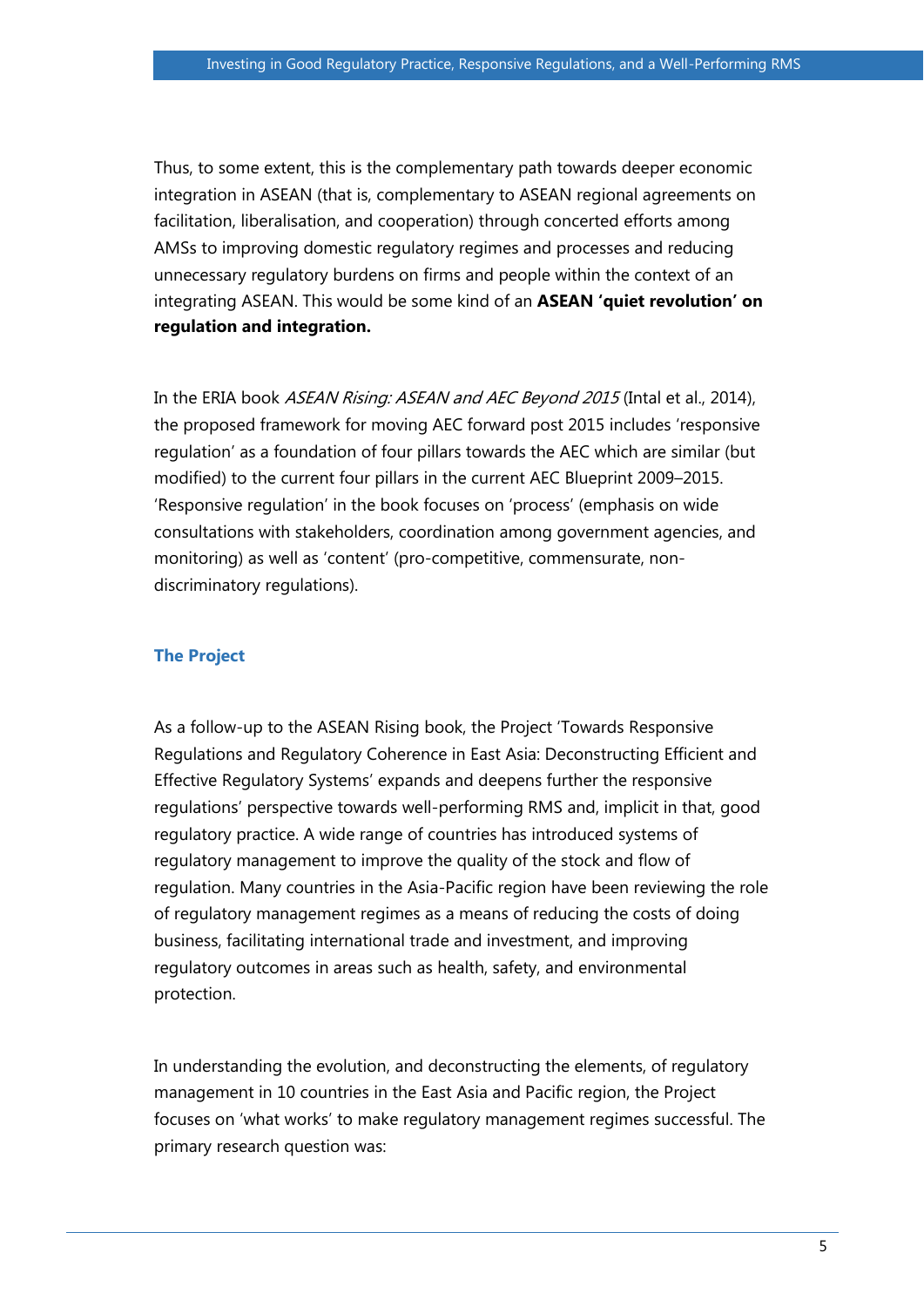Thus, to some extent, this is the complementary path towards deeper economic integration in ASEAN (that is, complementary to ASEAN regional agreements on facilitation, liberalisation, and cooperation) through concerted efforts among AMSs to improving domestic regulatory regimes and processes and reducing unnecessary regulatory burdens on firms and people within the context of an integrating ASEAN. This would be some kind of an **ASEAN 'quiet revolution' on regulation and integration.**

In the ERIA book *ASEAN Rising: ASEAN and AEC Beyond 2015* (Intal et al., 2014), the proposed framework for moving AEC forward post 2015 includes 'responsive regulation' as a foundation of four pillars towards the AEC which are similar (but modified) to the current four pillars in the current AEC Blueprint 2009–2015. 'Responsive regulation' in the book focuses on 'process' (emphasis on wide consultations with stakeholders, coordination among government agencies, and monitoring) as well as 'content' (pro-competitive, commensurate, non-discriminatory regulations).

## The Project

As a follow-up to the ASEAN Rising book, the Project 'Towards Responsive Regulations and Regulatory Coherence in East Asia: Deconstructing Efficient and Effective Regulatory Systems' expands and deepens further the responsive regulations' perspective towards well-performing RMS and, implicit in that, good regulatory practice. A wide range of countries has introduced systems of regulatory management to improve the quality of the stock and flow of regulation. Many countries in the Asia-Pacific region have been reviewing the role of regulatory management regimes as a means of reducing the costs of doing business, facilitating international trade and investment, and improving regulatory outcomes in areas such as health, safety, and environmental protection.

In understanding the evolution, and deconstructing the elements, of regulatory management in 10 countries in the East Asia and Pacific region, the Project focuses on 'what works' to make regulatory management regimes successful. The primary research question was: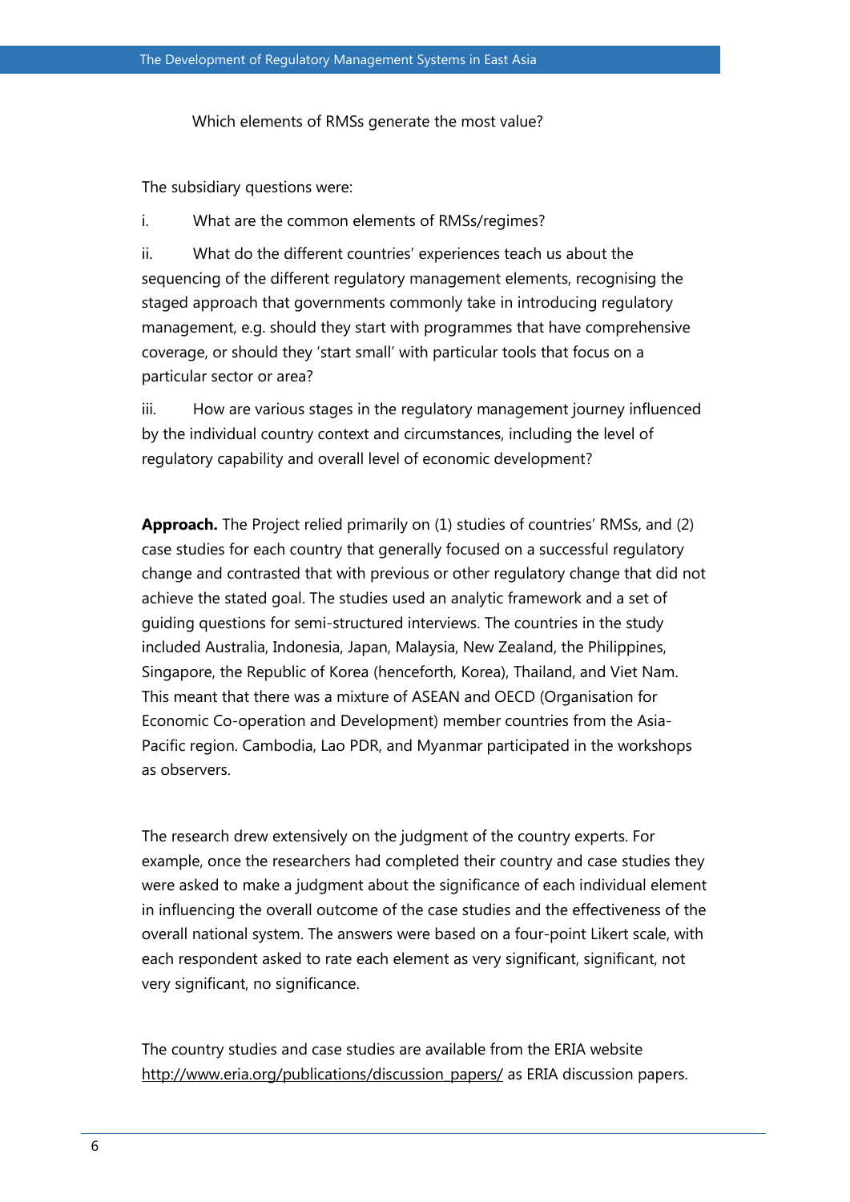Which elements of RMSs generate the most value?

The subsidiary questions were:

i. What are the common elements of RMSs/regimes?

ii. What do the different countries' experiences teach us about the sequencing of the different regulatory management elements, recognising the staged approach that governments commonly take in introducing regulatory management, e.g. should they start with programmes that have comprehensive coverage, or should they 'start small' with particular tools that focus on a particular sector or area?

iii. How are various stages in the regulatory management journey influenced by the individual country context and circumstances, including the level of regulatory capability and overall level of economic development?

**Approach.** The Project relied primarily on (1) studies of countries' RMSs, and (2) case studies for each country that generally focused on a successful regulatory change and contrasted that with previous or other regulatory change that did not achieve the stated goal. The studies used an analytic framework and a set of guiding questions for semi-structured interviews. The countries in the study included Australia, Indonesia, Japan, Malaysia, New Zealand, the Philippines, Singapore, the Republic of Korea (henceforth, Korea), Thailand, and Viet Nam. This meant that there was a mixture of ASEAN and OECD (Organisation for Economic Co-operation and Development) member countries from the Asia-Pacific region. Cambodia, Lao PDR, and Myanmar participated in the workshops as observers.

The research drew extensively on the judgment of the country experts. For example, once the researchers had completed their country and case studies they were asked to make a judgment about the significance of each individual element in influencing the overall outcome of the case studies and the effectiveness of the overall national system. The answers were based on a four-point Likert scale, with each respondent asked to rate each element as very significant, significant, not very significant, no significance.

The country studies and case studies are available from the ERIA website http://www.eria.org/publications/discussion_papers/ as ERIA discussion papers.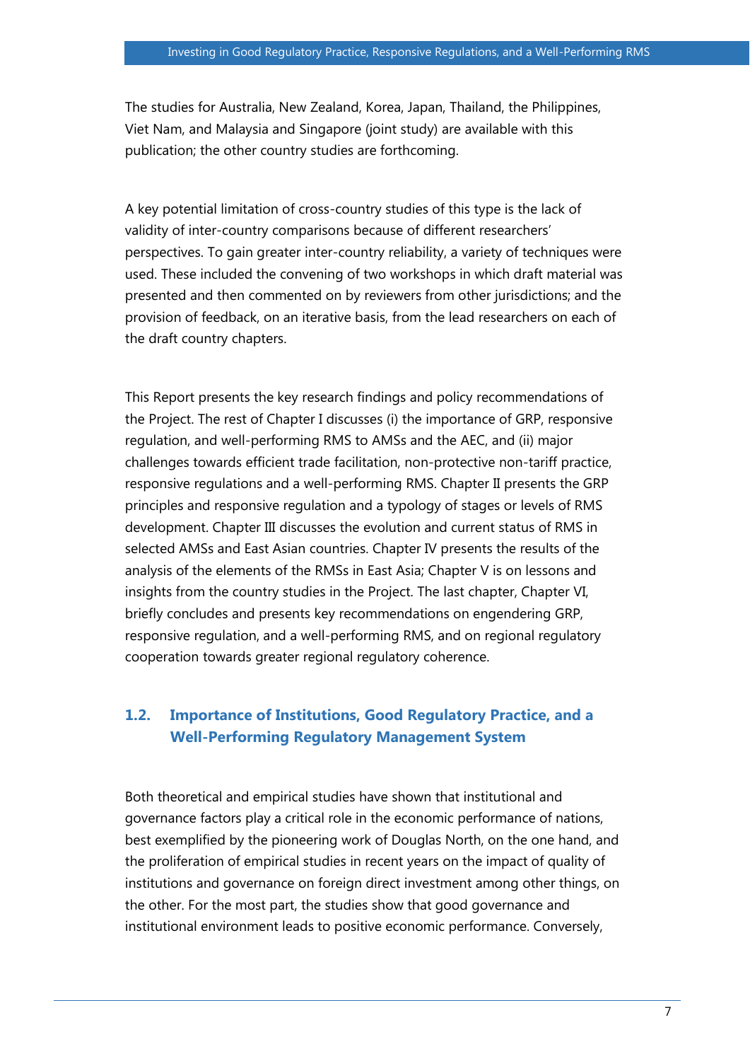The studies for Australia, New Zealand, Korea, Japan, Thailand, the Philippines, Viet Nam, and Malaysia and Singapore (joint study) are available with this publication; the other country studies are forthcoming.

A key potential limitation of cross-country studies of this type is the lack of validity of inter-country comparisons because of different researchers' perspectives. To gain greater inter-country reliability, a variety of techniques were used. These included the convening of two workshops in which draft material was presented and then commented on by reviewers from other jurisdictions; and the provision of feedback, on an iterative basis, from the lead researchers on each of the draft country chapters.

This Report presents the key research findings and policy recommendations of the Project. The rest of Chapter I discusses (i) the importance of GRP, responsive regulation, and well-performing RMS to AMSs and the AEC, and (ii) major challenges towards efficient trade facilitation, non-protective non-tariff practice, responsive regulations and a well-performing RMS. Chapter II presents the GRP principles and responsive regulation and a typology of stages or levels of RMS development. Chapter III discusses the evolution and current status of RMS in selected AMSs and East Asian countries. Chapter IV presents the results of the analysis of the elements of the RMSs in East Asia; Chapter V is on lessons and insights from the country studies in the Project. The last chapter, Chapter VI, briefly concludes and presents key recommendations on engendering GRP, responsive regulation, and a well-performing RMS, and on regional regulatory cooperation towards greater regional regulatory coherence.

## 1.2. Importance of Institutions, Good Regulatory Practice, and a Well-Performing Regulatory Management System

Both theoretical and empirical studies have shown that institutional and governance factors play a critical role in the economic performance of nations, best exemplified by the pioneering work of Douglas North, on the one hand, and the proliferation of empirical studies in recent years on the impact of quality of institutions and governance on foreign direct investment among other things, on the other. For the most part, the studies show that good governance and institutional environment leads to positive economic performance. Conversely,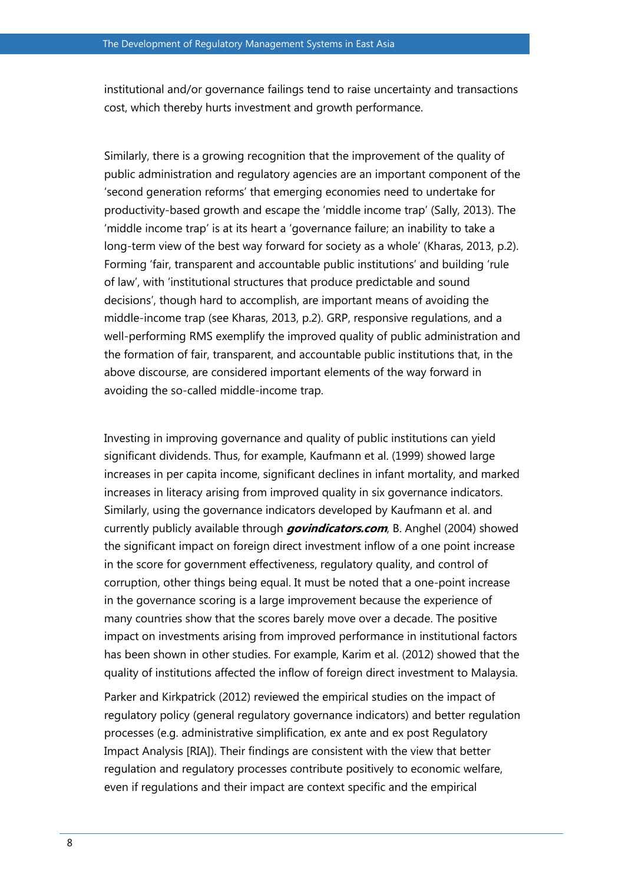institutional and/or governance failings tend to raise uncertainty and transactions cost, which thereby hurts investment and growth performance.

Similarly, there is a growing recognition that the improvement of the quality of public administration and regulatory agencies are an important component of the 'second generation reforms' that emerging economies need to undertake for productivity-based growth and escape the 'middle income trap' (Sally, 2013). The 'middle income trap' is at its heart a 'governance failure; an inability to take a long-term view of the best way forward for society as a whole' (Kharas, 2013, p.2). Forming 'fair, transparent and accountable public institutions' and building 'rule of law', with 'institutional structures that produce predictable and sound decisions', though hard to accomplish, are important means of avoiding the middle-income trap (see Kharas, 2013, p.2). GRP, responsive regulations, and a well-performing RMS exemplify the improved quality of public administration and the formation of fair, transparent, and accountable public institutions that, in the above discourse, are considered important elements of the way forward in avoiding the so-called middle-income trap.

Investing in improving governance and quality of public institutions can yield significant dividends. Thus, for example, Kaufmann et al. (1999) showed large increases in per capita income, significant declines in infant mortality, and marked increases in literacy arising from improved quality in six governance indicators. Similarly, using the governance indicators developed by Kaufmann et al. and currently publicly available through ***govindicators.com***, B. Anghel (2004) showed the significant impact on foreign direct investment inflow of a one point increase in the score for government effectiveness, regulatory quality, and control of corruption, other things being equal. It must be noted that a one-point increase in the governance scoring is a large improvement because the experience of many countries show that the scores barely move over a decade. The positive impact on investments arising from improved performance in institutional factors has been shown in other studies. For example, Karim et al. (2012) showed that the quality of institutions affected the inflow of foreign direct investment to Malaysia.

Parker and Kirkpatrick (2012) reviewed the empirical studies on the impact of regulatory policy (general regulatory governance indicators) and better regulation processes (e.g. administrative simplification, ex ante and ex post Regulatory Impact Analysis [RIA]). Their findings are consistent with the view that better regulation and regulatory processes contribute positively to economic welfare, even if regulations and their impact are context specific and the empirical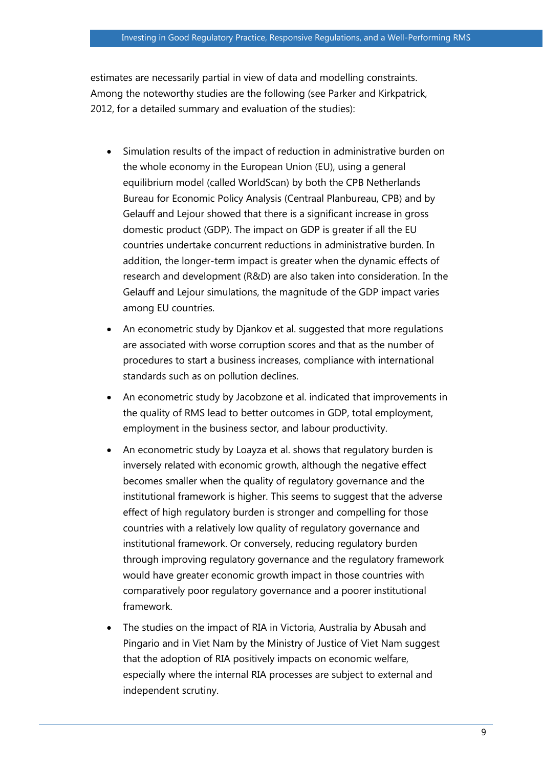estimates are necessarily partial in view of data and modelling constraints. Among the noteworthy studies are the following (see Parker and Kirkpatrick, 2012, for a detailed summary and evaluation of the studies):

- Simulation results of the impact of reduction in administrative burden on the whole economy in the European Union (EU), using a general equilibrium model (called WorldScan) by both the CPB Netherlands Bureau for Economic Policy Analysis (Centraal Planbureau, CPB) and by Gelauff and Lejour showed that there is a significant increase in gross domestic product (GDP). The impact on GDP is greater if all the EU countries undertake concurrent reductions in administrative burden. In addition, the longer-term impact is greater when the dynamic effects of research and development (R&D) are also taken into consideration. In the Gelauff and Lejour simulations, the magnitude of the GDP impact varies among EU countries.
- An econometric study by Djankov et al. suggested that more regulations are associated with worse corruption scores and that as the number of procedures to start a business increases, compliance with international standards such as on pollution declines.
- An econometric study by Jacobzone et al. indicated that improvements in the quality of RMS lead to better outcomes in GDP, total employment, employment in the business sector, and labour productivity.
- An econometric study by Loayza et al. shows that regulatory burden is inversely related with economic growth, although the negative effect becomes smaller when the quality of regulatory governance and the institutional framework is higher. This seems to suggest that the adverse effect of high regulatory burden is stronger and compelling for those countries with a relatively low quality of regulatory governance and institutional framework. Or conversely, reducing regulatory burden through improving regulatory governance and the regulatory framework would have greater economic growth impact in those countries with comparatively poor regulatory governance and a poorer institutional framework.
- The studies on the impact of RIA in Victoria, Australia by Abusah and Pingario and in Viet Nam by the Ministry of Justice of Viet Nam suggest that the adoption of RIA positively impacts on economic welfare, especially where the internal RIA processes are subject to external and independent scrutiny.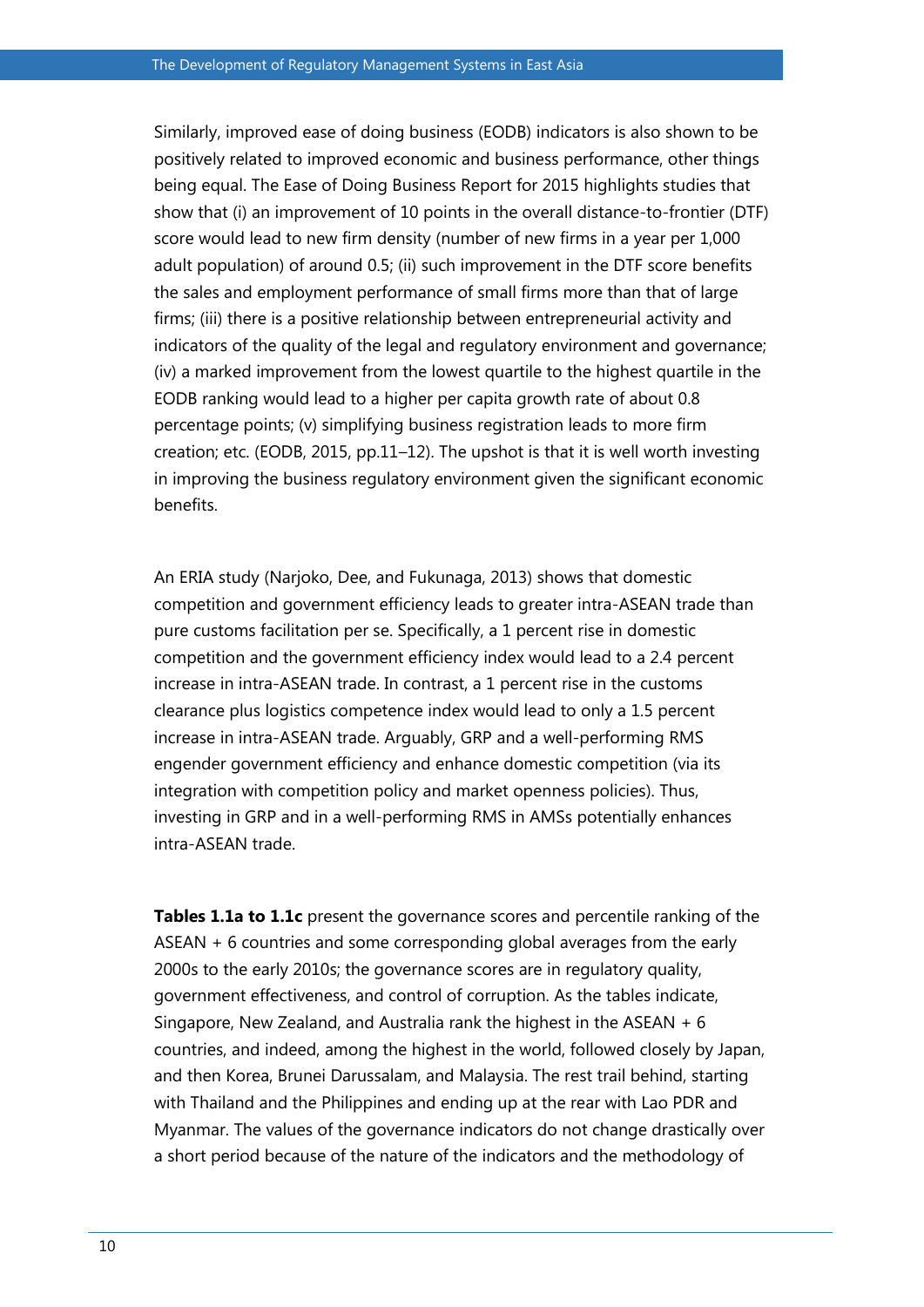Similarly, improved ease of doing business (EODB) indicators is also shown to be positively related to improved economic and business performance, other things being equal. The Ease of Doing Business Report for 2015 highlights studies that show that (i) an improvement of 10 points in the overall distance-to-frontier (DTF) score would lead to new firm density (number of new firms in a year per 1,000 adult population) of around 0.5; (ii) such improvement in the DTF score benefits the sales and employment performance of small firms more than that of large firms; (iii) there is a positive relationship between entrepreneurial activity and indicators of the quality of the legal and regulatory environment and governance; (iv) a marked improvement from the lowest quartile to the highest quartile in the EODB ranking would lead to a higher per capita growth rate of about 0.8 percentage points; (v) simplifying business registration leads to more firm creation; etc. (EODB, 2015, pp.11–12). The upshot is that it is well worth investing in improving the business regulatory environment given the significant economic benefits.

An ERIA study (Narjoko, Dee, and Fukunaga, 2013) shows that domestic competition and government efficiency leads to greater intra-ASEAN trade than pure customs facilitation per se. Specifically, a 1 percent rise in domestic competition and the government efficiency index would lead to a 2.4 percent increase in intra-ASEAN trade. In contrast, a 1 percent rise in the customs clearance plus logistics competence index would lead to only a 1.5 percent increase in intra-ASEAN trade. Arguably, GRP and a well-performing RMS engender government efficiency and enhance domestic competition (via its integration with competition policy and market openness policies). Thus, investing in GRP and in a well-performing RMS in AMSs potentially enhances intra-ASEAN trade.

**Tables 1.1a to 1.1c** present the governance scores and percentile ranking of the ASEAN + 6 countries and some corresponding global averages from the early 2000s to the early 2010s; the governance scores are in regulatory quality, government effectiveness, and control of corruption. As the tables indicate, Singapore, New Zealand, and Australia rank the highest in the ASEAN + 6 countries, and indeed, among the highest in the world, followed closely by Japan, and then Korea, Brunei Darussalam, and Malaysia. The rest trail behind, starting with Thailand and the Philippines and ending up at the rear with Lao PDR and Myanmar. The values of the governance indicators do not change drastically over a short period because of the nature of the indicators and the methodology of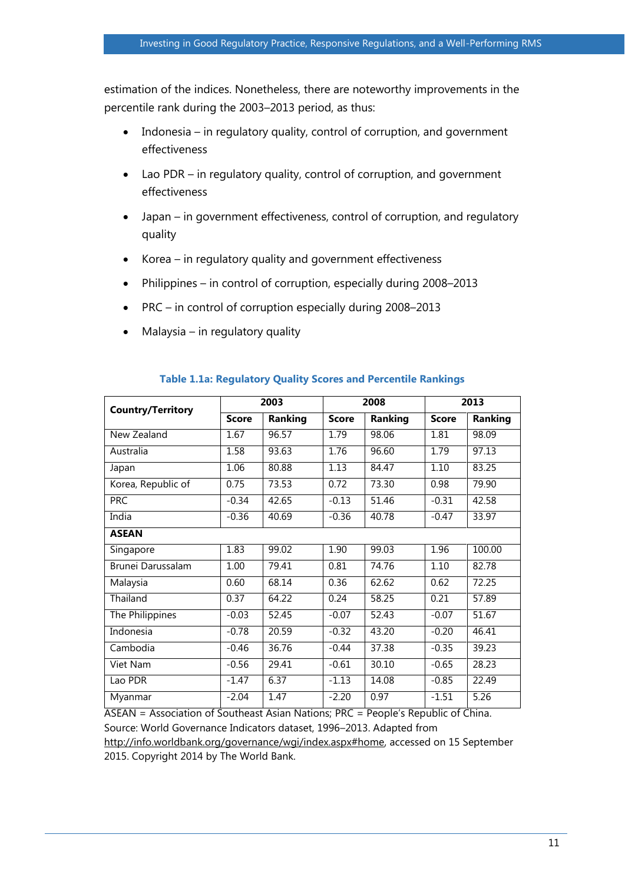estimation of the indices. Nonetheless, there are noteworthy improvements in the percentile rank during the 2003–2013 period, as thus:

- Indonesia – in regulatory quality, control of corruption, and government effectiveness
- Lao PDR – in regulatory quality, control of corruption, and government effectiveness
- Japan – in government effectiveness, control of corruption, and regulatory quality
- Korea – in regulatory quality and government effectiveness
- Philippines – in control of corruption, especially during 2008–2013
- PRC – in control of corruption especially during 2008–2013
- Malaysia – in regulatory quality

**Table 1.1a: Regulatory Quality Scores and Percentile Rankings**

| Country/Territory | 2003 | | 2008 | | 2013 | |
|---|---|---|---|---|---|---|
| | Score | Ranking | Score | Ranking | Score | Ranking |
| New Zealand | 1.67 | 96.57 | 1.79 | 98.06 | 1.81 | 98.09 |
| Australia | 1.58 | 93.63 | 1.76 | 96.60 | 1.79 | 97.13 |
| Japan | 1.06 | 80.88 | 1.13 | 84.47 | 1.10 | 83.25 |
| Korea, Republic of | 0.75 | 73.53 | 0.72 | 73.30 | 0.98 | 79.90 |
| PRC | -0.34 | 42.65 | -0.13 | 51.46 | -0.31 | 42.58 |
| India | -0.36 | 40.69 | -0.36 | 40.78 | -0.47 | 33.97 |
| **ASEAN** | | | | | | |
| Singapore | 1.83 | 99.02 | 1.90 | 99.03 | 1.96 | 100.00 |
| Brunei Darussalam | 1.00 | 79.41 | 0.81 | 74.76 | 1.10 | 82.78 |
| Malaysia | 0.60 | 68.14 | 0.36 | 62.62 | 0.62 | 72.25 |
| Thailand | 0.37 | 64.22 | 0.24 | 58.25 | 0.21 | 57.89 |
| The Philippines | -0.03 | 52.45 | -0.07 | 52.43 | -0.07 | 51.67 |
| Indonesia | -0.78 | 20.59 | -0.32 | 43.20 | -0.20 | 46.41 |
| Cambodia | -0.46 | 36.76 | -0.44 | 37.38 | -0.35 | 39.23 |
| Viet Nam | -0.56 | 29.41 | -0.61 | 30.10 | -0.65 | 28.23 |
| Lao PDR | -1.47 | 6.37 | -1.13 | 14.08 | -0.85 | 22.49 |
| Myanmar | -2.04 | 1.47 | -2.20 | 0.97 | -1.51 | 5.26 |

ASEAN = Association of Southeast Asian Nations; PRC = People's Republic of China.
Source: World Governance Indicators dataset, 1996–2013. Adapted from http://info.worldbank.org/governance/wgi/index.aspx#home, accessed on 15 September 2015. Copyright 2014 by The World Bank.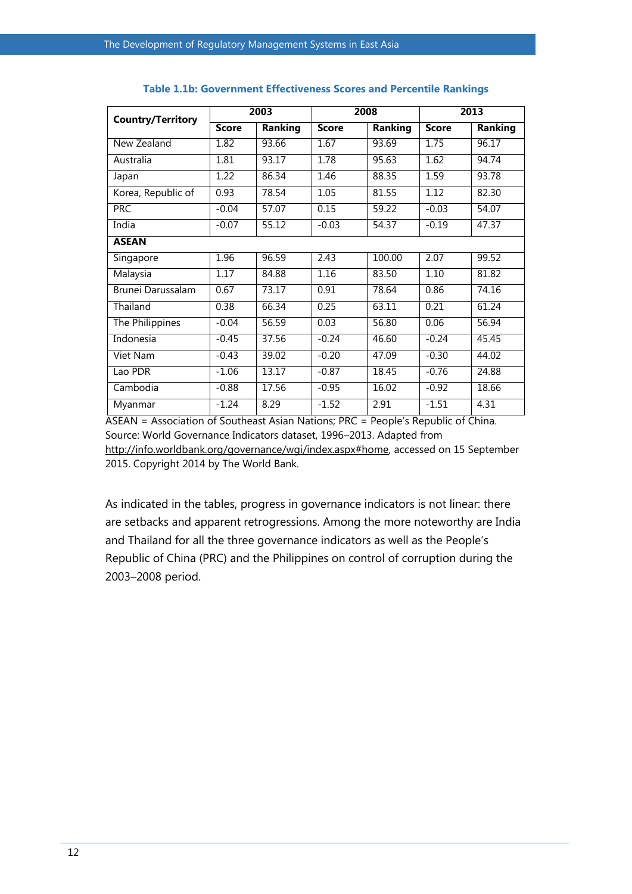**Table 1.1b: Government Effectiveness Scores and Percentile Rankings**

| Country/Territory | 2003 | | 2008 | | 2013 | |
|---|---|---|---|---|---|---|
| | Score | Ranking | Score | Ranking | Score | Ranking |
| New Zealand | 1.82 | 93.66 | 1.67 | 93.69 | 1.75 | 96.17 |
| Australia | 1.81 | 93.17 | 1.78 | 95.63 | 1.62 | 94.74 |
| Japan | 1.22 | 86.34 | 1.46 | 88.35 | 1.59 | 93.78 |
| Korea, Republic of | 0.93 | 78.54 | 1.05 | 81.55 | 1.12 | 82.30 |
| PRC | -0.04 | 57.07 | 0.15 | 59.22 | -0.03 | 54.07 |
| India | -0.07 | 55.12 | -0.03 | 54.37 | -0.19 | 47.37 |
| **ASEAN** | | | | | | |
| Singapore | 1.96 | 96.59 | 2.43 | 100.00 | 2.07 | 99.52 |
| Malaysia | 1.17 | 84.88 | 1.16 | 83.50 | 1.10 | 81.82 |
| Brunei Darussalam | 0.67 | 73.17 | 0.91 | 78.64 | 0.86 | 74.16 |
| Thailand | 0.38 | 66.34 | 0.25 | 63.11 | 0.21 | 61.24 |
| The Philippines | -0.04 | 56.59 | 0.03 | 56.80 | 0.06 | 56.94 |
| Indonesia | -0.45 | 37.56 | -0.24 | 46.60 | -0.24 | 45.45 |
| Viet Nam | -0.43 | 39.02 | -0.20 | 47.09 | -0.30 | 44.02 |
| Lao PDR | -1.06 | 13.17 | -0.87 | 18.45 | -0.76 | 24.88 |
| Cambodia | -0.88 | 17.56 | -0.95 | 16.02 | -0.92 | 18.66 |
| Myanmar | -1.24 | 8.29 | -1.52 | 2.91 | -1.51 | 4.31 |

ASEAN = Association of Southeast Asian Nations; PRC = People's Republic of China.
Source: World Governance Indicators dataset, 1996–2013. Adapted from http://info.worldbank.org/governance/wgi/index.aspx#home, accessed on 15 September 2015. Copyright 2014 by The World Bank.

As indicated in the tables, progress in governance indicators is not linear: there are setbacks and apparent retrogressions. Among the more noteworthy are India and Thailand for all the three governance indicators as well as the People's Republic of China (PRC) and the Philippines on control of corruption during the 2003–2008 period.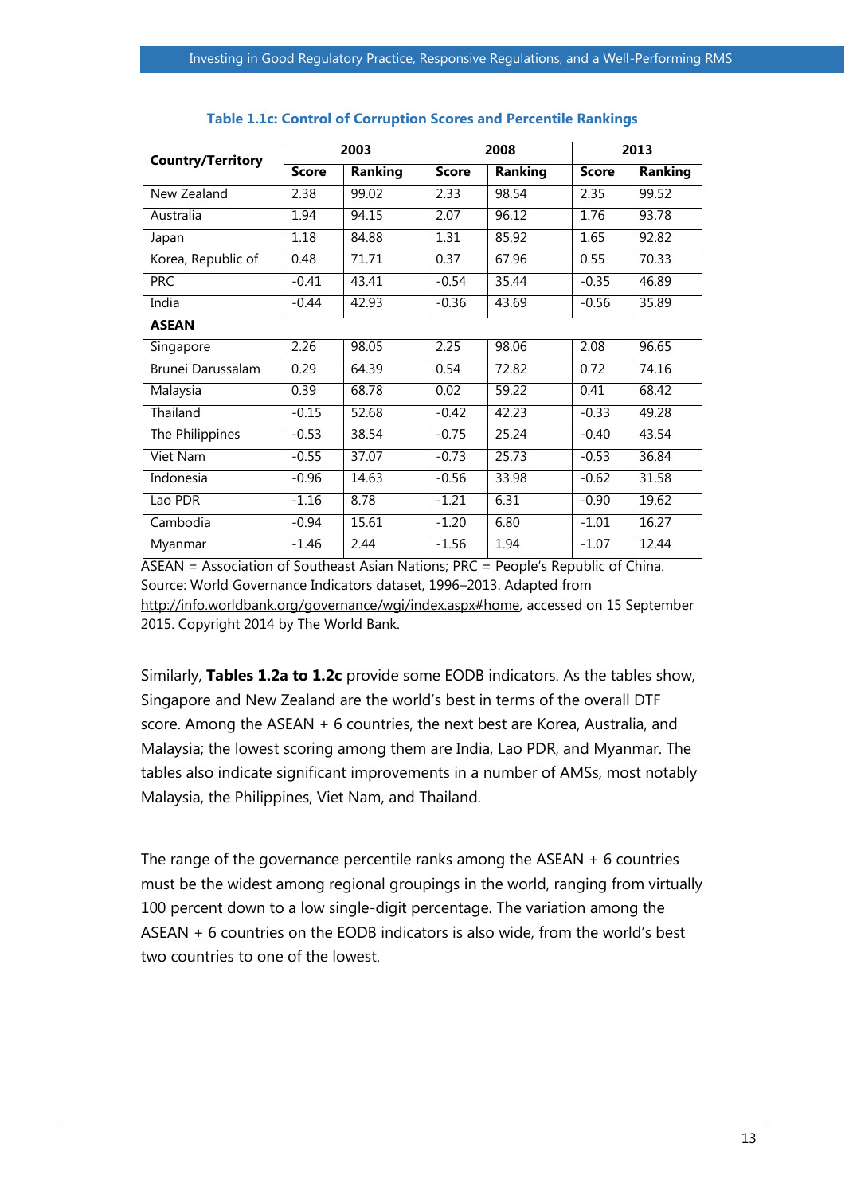**Table 1.1c: Control of Corruption Scores and Percentile Rankings**

| Country/Territory | 2003 | | 2008 | | 2013 | |
|---|---|---|---|---|---|---|
| | Score | Ranking | Score | Ranking | Score | Ranking |
| New Zealand | 2.38 | 99.02 | 2.33 | 98.54 | 2.35 | 99.52 |
| Australia | 1.94 | 94.15 | 2.07 | 96.12 | 1.76 | 93.78 |
| Japan | 1.18 | 84.88 | 1.31 | 85.92 | 1.65 | 92.82 |
| Korea, Republic of | 0.48 | 71.71 | 0.37 | 67.96 | 0.55 | 70.33 |
| PRC | -0.41 | 43.41 | -0.54 | 35.44 | -0.35 | 46.89 |
| India | -0.44 | 42.93 | -0.36 | 43.69 | -0.56 | 35.89 |
| **ASEAN** | | | | | | |
| Singapore | 2.26 | 98.05 | 2.25 | 98.06 | 2.08 | 96.65 |
| Brunei Darussalam | 0.29 | 64.39 | 0.54 | 72.82 | 0.72 | 74.16 |
| Malaysia | 0.39 | 68.78 | 0.02 | 59.22 | 0.41 | 68.42 |
| Thailand | -0.15 | 52.68 | -0.42 | 42.23 | -0.33 | 49.28 |
| The Philippines | -0.53 | 38.54 | -0.75 | 25.24 | -0.40 | 43.54 |
| Viet Nam | -0.55 | 37.07 | -0.73 | 25.73 | -0.53 | 36.84 |
| Indonesia | -0.96 | 14.63 | -0.56 | 33.98 | -0.62 | 31.58 |
| Lao PDR | -1.16 | 8.78 | -1.21 | 6.31 | -0.90 | 19.62 |
| Cambodia | -0.94 | 15.61 | -1.20 | 6.80 | -1.01 | 16.27 |
| Myanmar | -1.46 | 2.44 | -1.56 | 1.94 | -1.07 | 12.44 |

ASEAN = Association of Southeast Asian Nations; PRC = People's Republic of China.
Source: World Governance Indicators dataset, 1996–2013. Adapted from http://info.worldbank.org/governance/wgi/index.aspx#home, accessed on 15 September 2015. Copyright 2014 by The World Bank.

Similarly, **Tables 1.2a to 1.2c** provide some EODB indicators. As the tables show, Singapore and New Zealand are the world's best in terms of the overall DTF score. Among the ASEAN + 6 countries, the next best are Korea, Australia, and Malaysia; the lowest scoring among them are India, Lao PDR, and Myanmar. The tables also indicate significant improvements in a number of AMSs, most notably Malaysia, the Philippines, Viet Nam, and Thailand.

The range of the governance percentile ranks among the ASEAN + 6 countries must be the widest among regional groupings in the world, ranging from virtually 100 percent down to a low single-digit percentage. The variation among the ASEAN + 6 countries on the EODB indicators is also wide, from the world's best two countries to one of the lowest.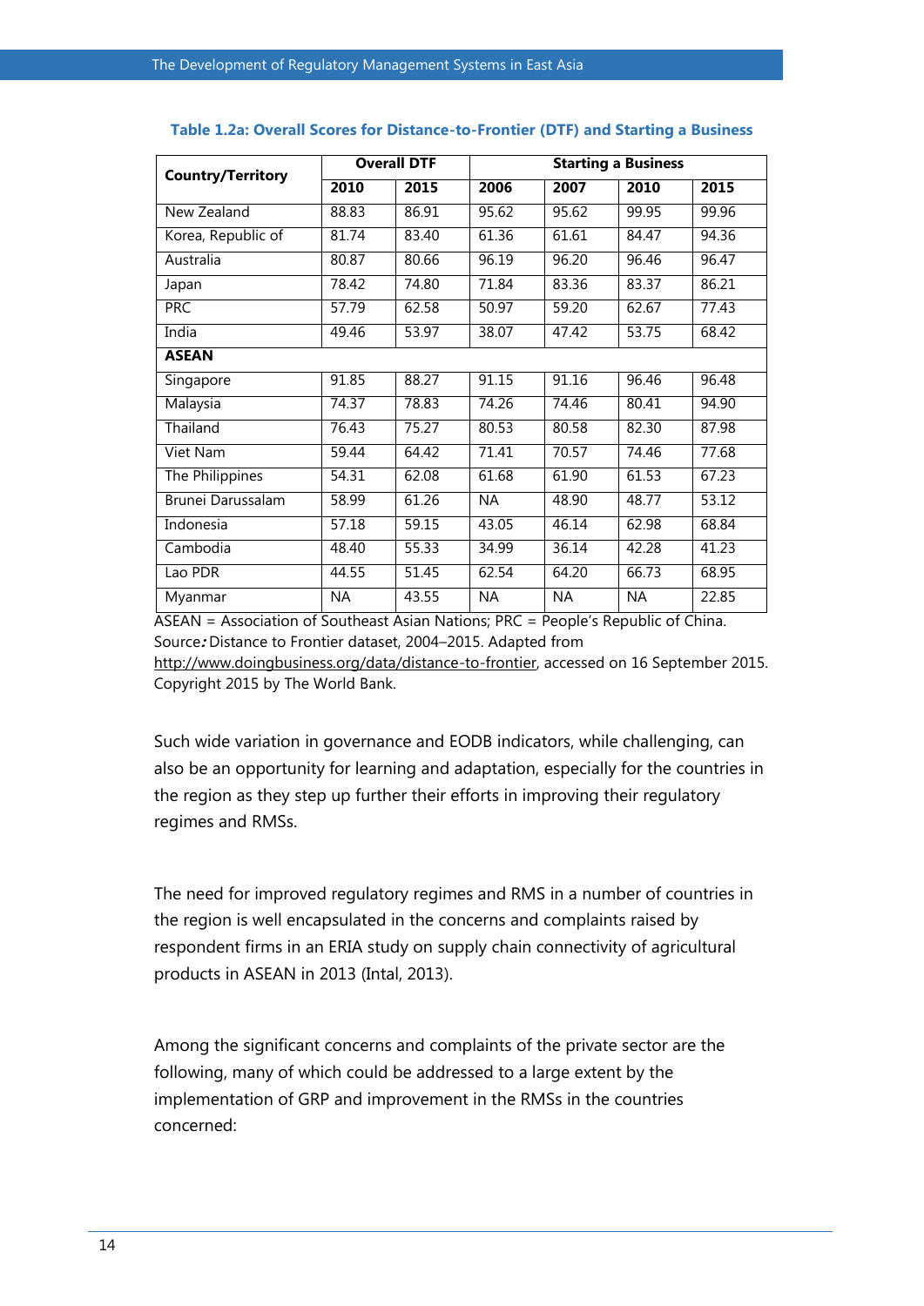**Table 1.2a: Overall Scores for Distance-to-Frontier (DTF) and Starting a Business**

| Country/Territory | Overall DTF | | Starting a Business | | | |
|---|---|---|---|---|---|---|
| | 2010 | 2015 | 2006 | 2007 | 2010 | 2015 |
| New Zealand | 88.83 | 86.91 | 95.62 | 95.62 | 99.95 | 99.96 |
| Korea, Republic of | 81.74 | 83.40 | 61.36 | 61.61 | 84.47 | 94.36 |
| Australia | 80.87 | 80.66 | 96.19 | 96.20 | 96.46 | 96.47 |
| Japan | 78.42 | 74.80 | 71.84 | 83.36 | 83.37 | 86.21 |
| PRC | 57.79 | 62.58 | 50.97 | 59.20 | 62.67 | 77.43 |
| India | 49.46 | 53.97 | 38.07 | 47.42 | 53.75 | 68.42 |
| **ASEAN** | | | | | | |
| Singapore | 91.85 | 88.27 | 91.15 | 91.16 | 96.46 | 96.48 |
| Malaysia | 74.37 | 78.83 | 74.26 | 74.46 | 80.41 | 94.90 |
| Thailand | 76.43 | 75.27 | 80.53 | 80.58 | 82.30 | 87.98 |
| Viet Nam | 59.44 | 64.42 | 71.41 | 70.57 | 74.46 | 77.68 |
| The Philippines | 54.31 | 62.08 | 61.68 | 61.90 | 61.53 | 67.23 |
| Brunei Darussalam | 58.99 | 61.26 | NA | 48.90 | 48.77 | 53.12 |
| Indonesia | 57.18 | 59.15 | 43.05 | 46.14 | 62.98 | 68.84 |
| Cambodia | 48.40 | 55.33 | 34.99 | 36.14 | 42.28 | 41.23 |
| Lao PDR | 44.55 | 51.45 | 62.54 | 64.20 | 66.73 | 68.95 |
| Myanmar | NA | 43.55 | NA | NA | NA | 22.85 |

ASEAN = Association of Southeast Asian Nations; PRC = People's Republic of China.
Source*:* Distance to Frontier dataset, 2004–2015. Adapted from http://www.doingbusiness.org/data/distance-to-frontier, accessed on 16 September 2015. Copyright 2015 by The World Bank.

Such wide variation in governance and EODB indicators, while challenging, can also be an opportunity for learning and adaptation, especially for the countries in the region as they step up further their efforts in improving their regulatory regimes and RMSs.

The need for improved regulatory regimes and RMS in a number of countries in the region is well encapsulated in the concerns and complaints raised by respondent firms in an ERIA study on supply chain connectivity of agricultural products in ASEAN in 2013 (Intal, 2013).

Among the significant concerns and complaints of the private sector are the following, many of which could be addressed to a large extent by the implementation of GRP and improvement in the RMSs in the countries concerned: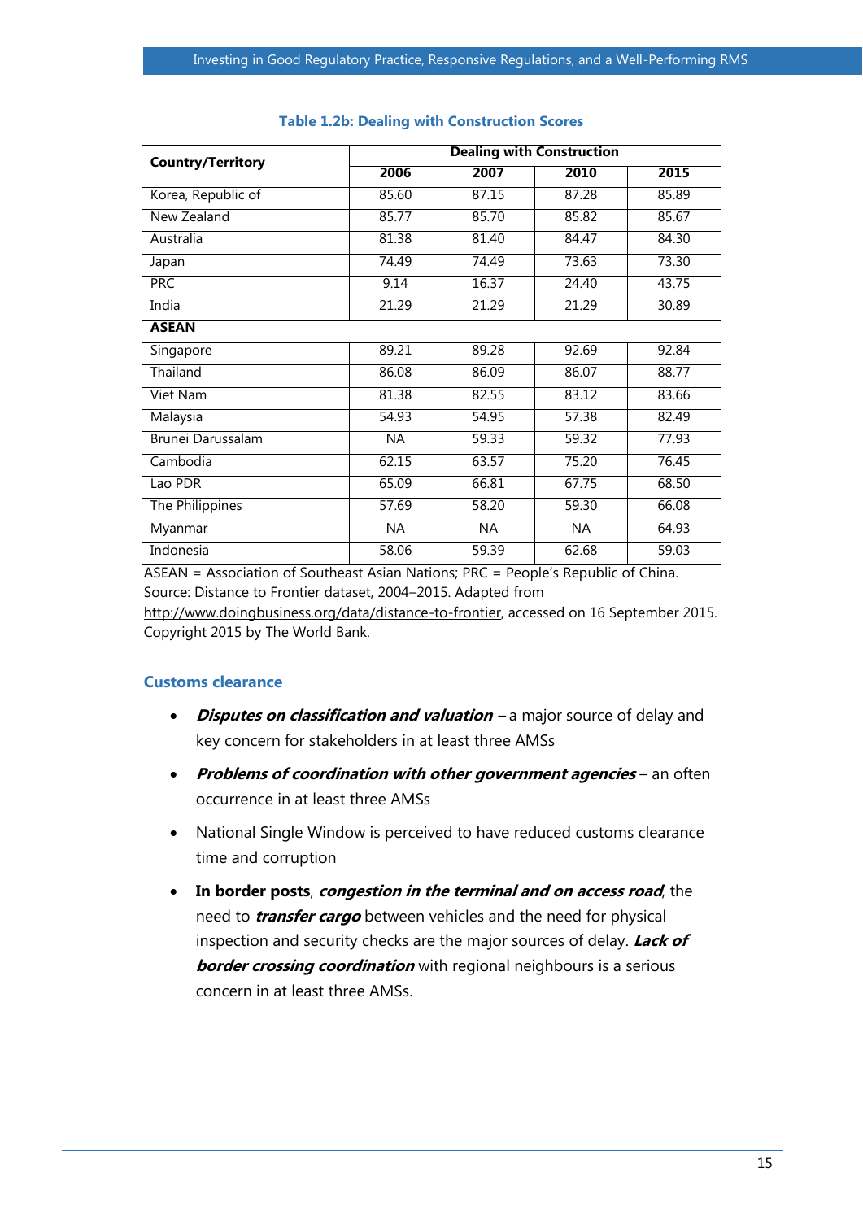**Table 1.2b: Dealing with Construction Scores**

| Country/Territory | Dealing with Construction | | | |
|---|---|---|---|---|
| | **2006** | **2007** | **2010** | **2015** |
| Korea, Republic of | 85.60 | 87.15 | 87.28 | 85.89 |
| New Zealand | 85.77 | 85.70 | 85.82 | 85.67 |
| Australia | 81.38 | 81.40 | 84.47 | 84.30 |
| Japan | 74.49 | 74.49 | 73.63 | 73.30 |
| PRC | 9.14 | 16.37 | 24.40 | 43.75 |
| India | 21.29 | 21.29 | 21.29 | 30.89 |
| **ASEAN** | | | | |
| Singapore | 89.21 | 89.28 | 92.69 | 92.84 |
| Thailand | 86.08 | 86.09 | 86.07 | 88.77 |
| Viet Nam | 81.38 | 82.55 | 83.12 | 83.66 |
| Malaysia | 54.93 | 54.95 | 57.38 | 82.49 |
| Brunei Darussalam | NA | 59.33 | 59.32 | 77.93 |
| Cambodia | 62.15 | 63.57 | 75.20 | 76.45 |
| Lao PDR | 65.09 | 66.81 | 67.75 | 68.50 |
| The Philippines | 57.69 | 58.20 | 59.30 | 66.08 |
| Myanmar | NA | NA | NA | 64.93 |
| Indonesia | 58.06 | 59.39 | 62.68 | 59.03 |

ASEAN = Association of Southeast Asian Nations; PRC = People's Republic of China.
Source: Distance to Frontier dataset, 2004–2015. Adapted from http://www.doingbusiness.org/data/distance-to-frontier, accessed on 16 September 2015. Copyright 2015 by The World Bank.

### Customs clearance

- ***Disputes on classification and valuation*** – a major source of delay and key concern for stakeholders in at least three AMSs
- ***Problems of coordination with other government agencies*** – an often occurrence in at least three AMSs
- National Single Window is perceived to have reduced customs clearance time and corruption
- **In border posts**, ***congestion in the terminal and on access road***, the need to ***transfer cargo*** between vehicles and the need for physical inspection and security checks are the major sources of delay. ***Lack of border crossing coordination*** with regional neighbours is a serious concern in at least three AMSs.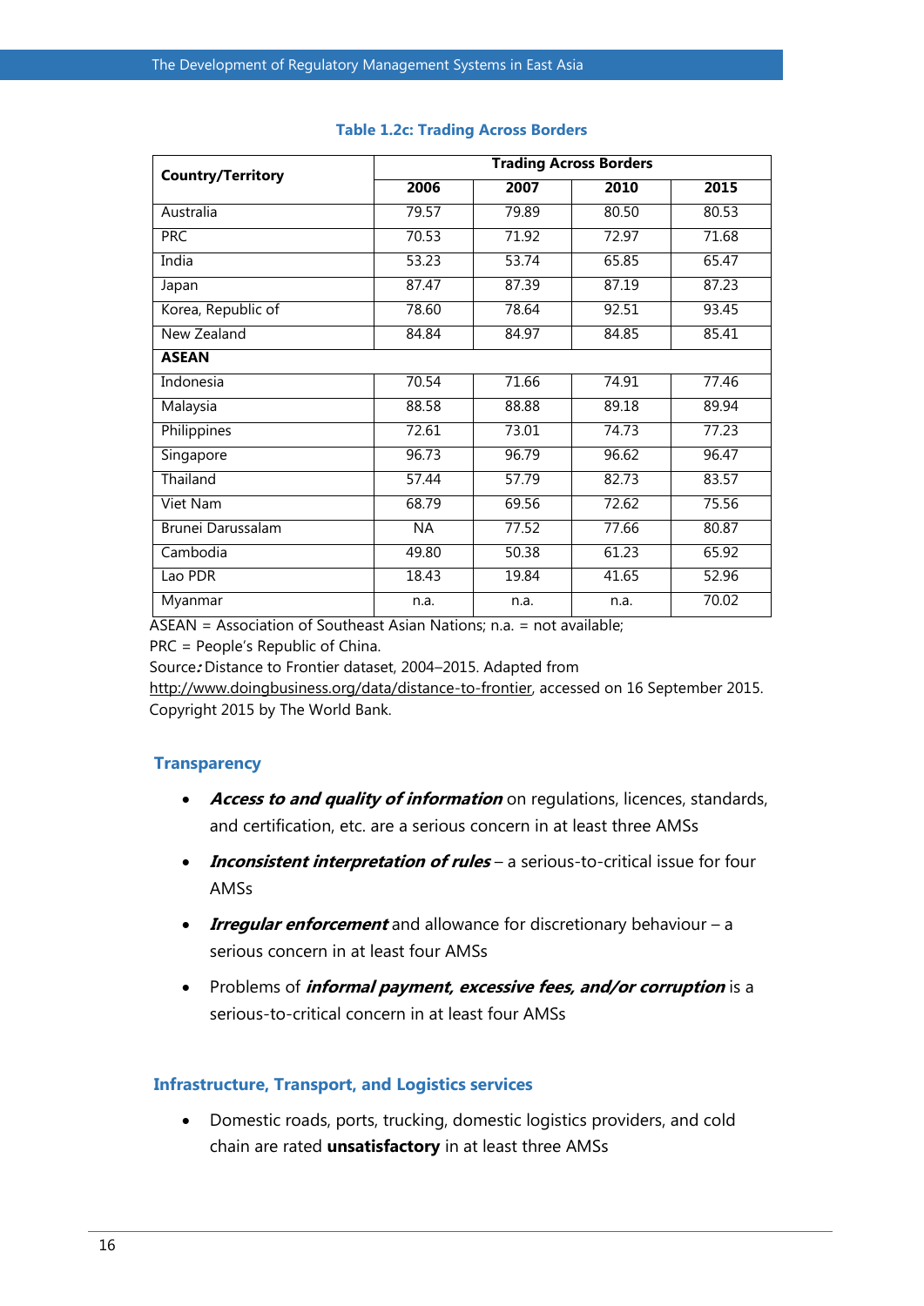**Table 1.2c: Trading Across Borders**

| Country/Territory | Trading Across Borders | | | |
|---|---|---|---|---|
| | **2006** | **2007** | **2010** | **2015** |
| Australia | 79.57 | 79.89 | 80.50 | 80.53 |
| PRC | 70.53 | 71.92 | 72.97 | 71.68 |
| India | 53.23 | 53.74 | 65.85 | 65.47 |
| Japan | 87.47 | 87.39 | 87.19 | 87.23 |
| Korea, Republic of | 78.60 | 78.64 | 92.51 | 93.45 |
| New Zealand | 84.84 | 84.97 | 84.85 | 85.41 |
| **ASEAN** | | | | |
| Indonesia | 70.54 | 71.66 | 74.91 | 77.46 |
| Malaysia | 88.58 | 88.88 | 89.18 | 89.94 |
| Philippines | 72.61 | 73.01 | 74.73 | 77.23 |
| Singapore | 96.73 | 96.79 | 96.62 | 96.47 |
| Thailand | 57.44 | 57.79 | 82.73 | 83.57 |
| Viet Nam | 68.79 | 69.56 | 72.62 | 75.56 |
| Brunei Darussalam | NA | 77.52 | 77.66 | 80.87 |
| Cambodia | 49.80 | 50.38 | 61.23 | 65.92 |
| Lao PDR | 18.43 | 19.84 | 41.65 | 52.96 |
| Myanmar | n.a. | n.a. | n.a. | 70.02 |

ASEAN = Association of Southeast Asian Nations; n.a. = not available;
PRC = People's Republic of China.
Source**:** Distance to Frontier dataset, 2004–2015. Adapted from http://www.doingbusiness.org/data/distance-to-frontier, accessed on 16 September 2015. Copyright 2015 by The World Bank.

### Transparency

- ***Access to and quality of information*** on regulations, licences, standards, and certification, etc. are a serious concern in at least three AMSs
- ***Inconsistent interpretation of rules*** – a serious-to-critical issue for four AMSs
- ***Irregular enforcement*** and allowance for discretionary behaviour – a serious concern in at least four AMSs
- Problems of ***informal payment, excessive fees, and/or corruption*** is a serious-to-critical concern in at least four AMSs

### Infrastructure, Transport, and Logistics services

- Domestic roads, ports, trucking, domestic logistics providers, and cold chain are rated **unsatisfactory** in at least three AMSs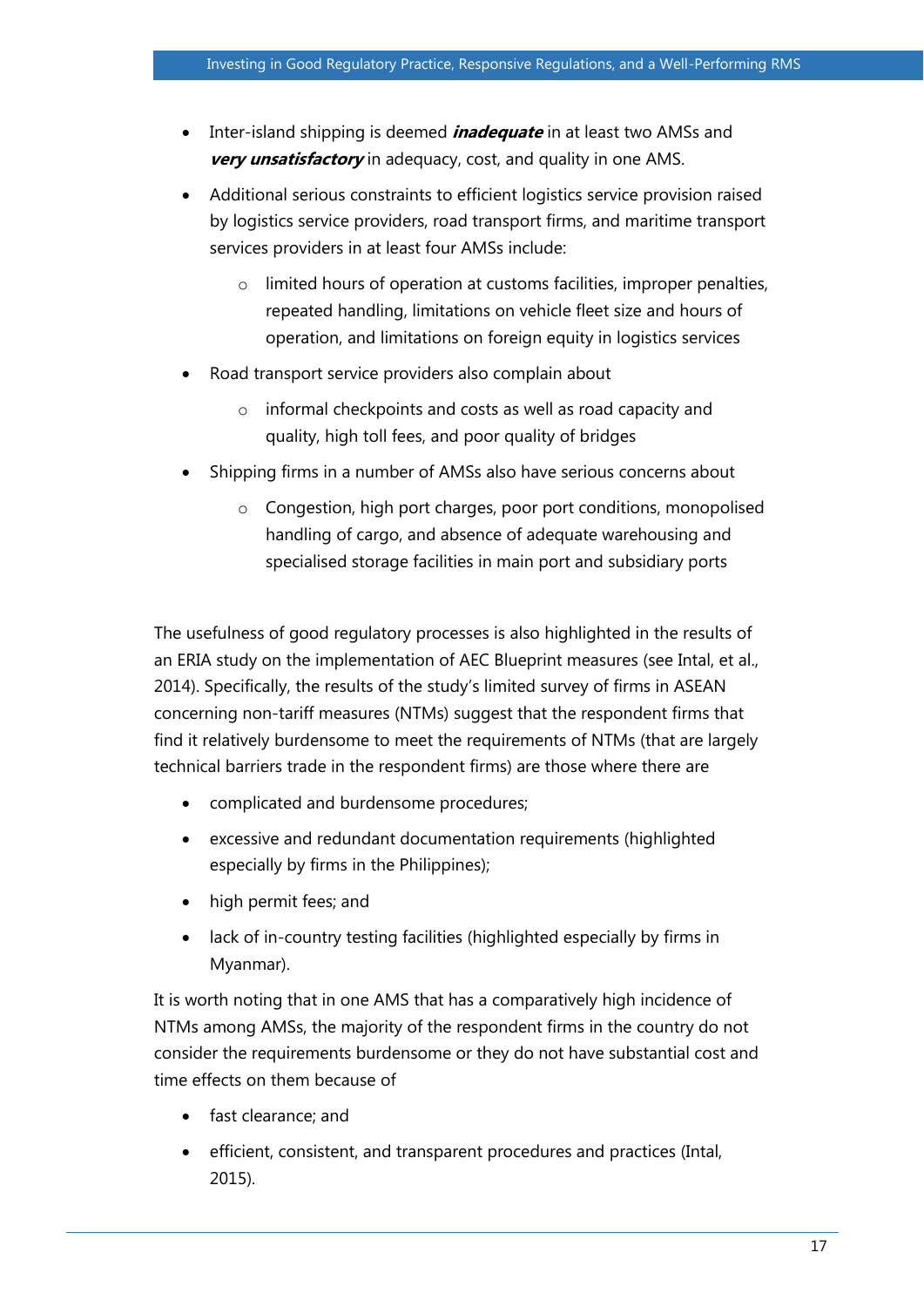- Inter-island shipping is deemed ***inadequate*** in at least two AMSs and ***very unsatisfactory*** in adequacy, cost, and quality in one AMS.
- Additional serious constraints to efficient logistics service provision raised by logistics service providers, road transport firms, and maritime transport services providers in at least four AMSs include:
    - limited hours of operation at customs facilities, improper penalties, repeated handling, limitations on vehicle fleet size and hours of operation, and limitations on foreign equity in logistics services
- Road transport service providers also complain about
    - informal checkpoints and costs as well as road capacity and quality, high toll fees, and poor quality of bridges
- Shipping firms in a number of AMSs also have serious concerns about
    - Congestion, high port charges, poor port conditions, monopolised handling of cargo, and absence of adequate warehousing and specialised storage facilities in main port and subsidiary ports

The usefulness of good regulatory processes is also highlighted in the results of an ERIA study on the implementation of AEC Blueprint measures (see Intal, et al., 2014). Specifically, the results of the study's limited survey of firms in ASEAN concerning non-tariff measures (NTMs) suggest that the respondent firms that find it relatively burdensome to meet the requirements of NTMs (that are largely technical barriers trade in the respondent firms) are those where there are

- complicated and burdensome procedures;
- excessive and redundant documentation requirements (highlighted especially by firms in the Philippines);
- high permit fees; and
- lack of in-country testing facilities (highlighted especially by firms in Myanmar).

It is worth noting that in one AMS that has a comparatively high incidence of NTMs among AMSs, the majority of the respondent firms in the country do not consider the requirements burdensome or they do not have substantial cost and time effects on them because of

- fast clearance; and
- efficient, consistent, and transparent procedures and practices (Intal, 2015).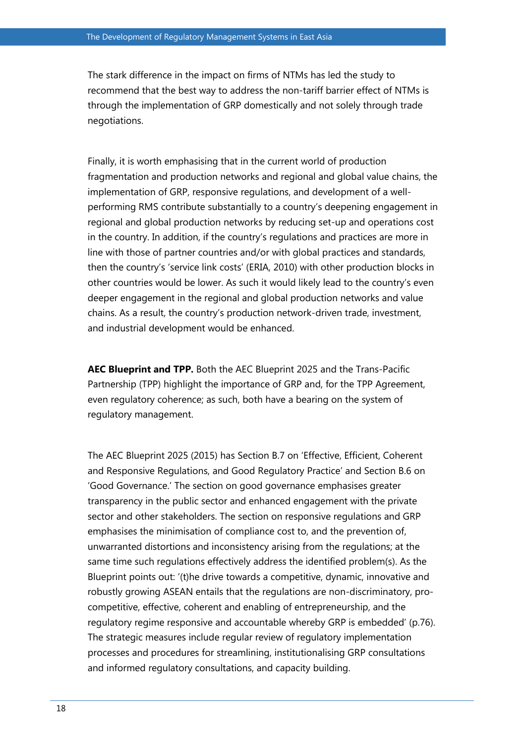The stark difference in the impact on firms of NTMs has led the study to recommend that the best way to address the non-tariff barrier effect of NTMs is through the implementation of GRP domestically and not solely through trade negotiations.

Finally, it is worth emphasising that in the current world of production fragmentation and production networks and regional and global value chains, the implementation of GRP, responsive regulations, and development of a well-performing RMS contribute substantially to a country's deepening engagement in regional and global production networks by reducing set-up and operations cost in the country. In addition, if the country's regulations and practices are more in line with those of partner countries and/or with global practices and standards, then the country's 'service link costs' (ERIA, 2010) with other production blocks in other countries would be lower. As such it would likely lead to the country's even deeper engagement in the regional and global production networks and value chains. As a result, the country's production network-driven trade, investment, and industrial development would be enhanced.

**AEC Blueprint and TPP.** Both the AEC Blueprint 2025 and the Trans-Pacific Partnership (TPP) highlight the importance of GRP and, for the TPP Agreement, even regulatory coherence; as such, both have a bearing on the system of regulatory management.

The AEC Blueprint 2025 (2015) has Section B.7 on 'Effective, Efficient, Coherent and Responsive Regulations, and Good Regulatory Practice' and Section B.6 on 'Good Governance.' The section on good governance emphasises greater transparency in the public sector and enhanced engagement with the private sector and other stakeholders. The section on responsive regulations and GRP emphasises the minimisation of compliance cost to, and the prevention of, unwarranted distortions and inconsistency arising from the regulations; at the same time such regulations effectively address the identified problem(s). As the Blueprint points out: '(t)he drive towards a competitive, dynamic, innovative and robustly growing ASEAN entails that the regulations are non-discriminatory, pro-competitive, effective, coherent and enabling of entrepreneurship, and the regulatory regime responsive and accountable whereby GRP is embedded' (p.76). The strategic measures include regular review of regulatory implementation processes and procedures for streamlining, institutionalising GRP consultations and informed regulatory consultations, and capacity building.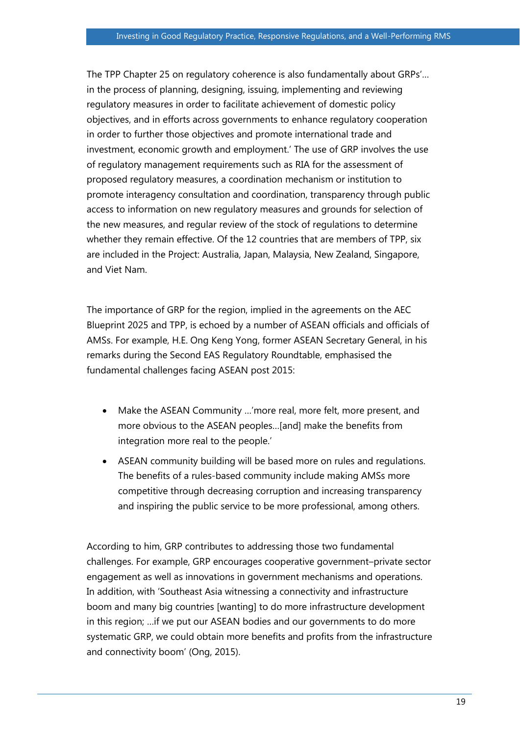The TPP Chapter 25 on regulatory coherence is also fundamentally about GRPs'… in the process of planning, designing, issuing, implementing and reviewing regulatory measures in order to facilitate achievement of domestic policy objectives, and in efforts across governments to enhance regulatory cooperation in order to further those objectives and promote international trade and investment, economic growth and employment.' The use of GRP involves the use of regulatory management requirements such as RIA for the assessment of proposed regulatory measures, a coordination mechanism or institution to promote interagency consultation and coordination, transparency through public access to information on new regulatory measures and grounds for selection of the new measures, and regular review of the stock of regulations to determine whether they remain effective. Of the 12 countries that are members of TPP, six are included in the Project: Australia, Japan, Malaysia, New Zealand, Singapore, and Viet Nam.

The importance of GRP for the region, implied in the agreements on the AEC Blueprint 2025 and TPP, is echoed by a number of ASEAN officials and officials of AMSs. For example, H.E. Ong Keng Yong, former ASEAN Secretary General, in his remarks during the Second EAS Regulatory Roundtable, emphasised the fundamental challenges facing ASEAN post 2015:

- Make the ASEAN Community …'more real, more felt, more present, and more obvious to the ASEAN peoples…[and] make the benefits from integration more real to the people.'
- ASEAN community building will be based more on rules and regulations. The benefits of a rules-based community include making AMSs more competitive through decreasing corruption and increasing transparency and inspiring the public service to be more professional, among others.

According to him, GRP contributes to addressing those two fundamental challenges. For example, GRP encourages cooperative government–private sector engagement as well as innovations in government mechanisms and operations. In addition, with 'Southeast Asia witnessing a connectivity and infrastructure boom and many big countries [wanting] to do more infrastructure development in this region; …if we put our ASEAN bodies and our governments to do more systematic GRP, we could obtain more benefits and profits from the infrastructure and connectivity boom' (Ong, 2015).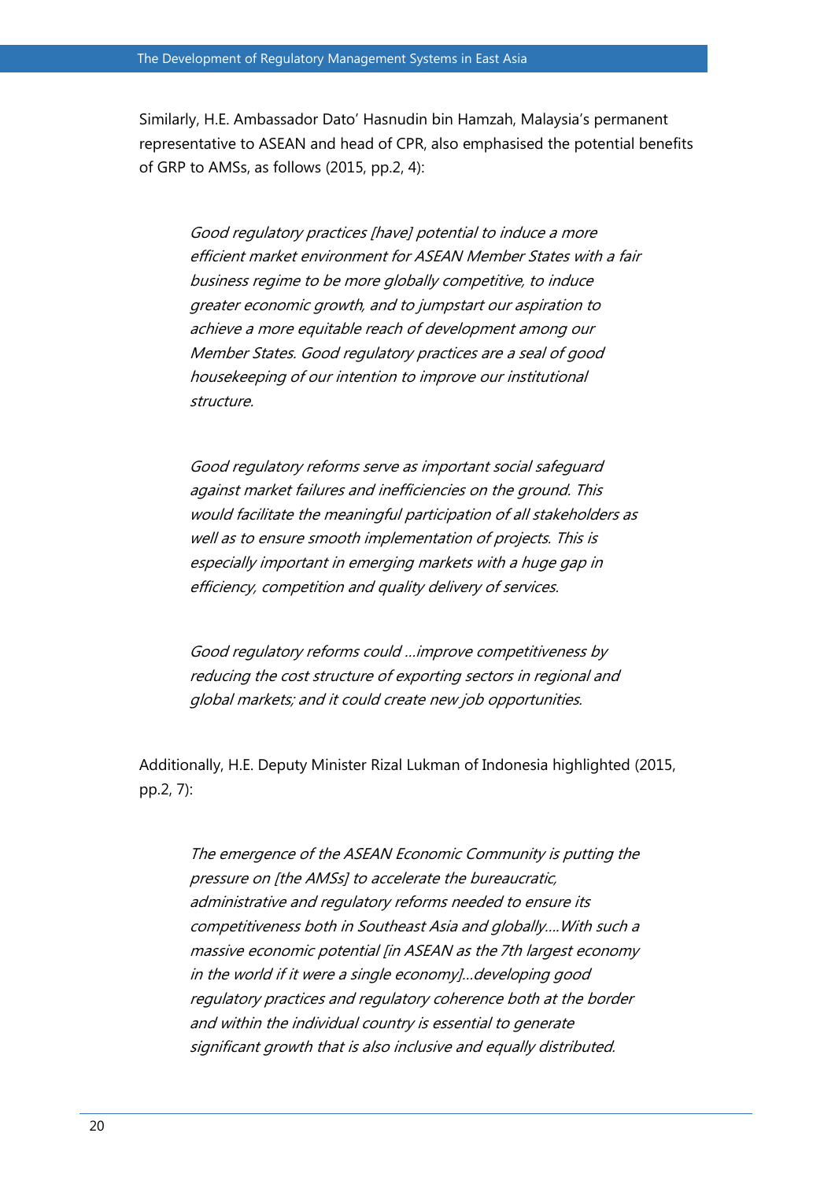Similarly, H.E. Ambassador Dato' Hasnudin bin Hamzah, Malaysia's permanent representative to ASEAN and head of CPR, also emphasised the potential benefits of GRP to AMSs, as follows (2015, pp.2, 4):

> *Good regulatory practices [have] potential to induce a more efficient market environment for ASEAN Member States with a fair business regime to be more globally competitive, to induce greater economic growth, and to jumpstart our aspiration to achieve a more equitable reach of development among our Member States. Good regulatory practices are a seal of good housekeeping of our intention to improve our institutional structure.*
>
> *Good regulatory reforms serve as important social safeguard against market failures and inefficiencies on the ground. This would facilitate the meaningful participation of all stakeholders as well as to ensure smooth implementation of projects. This is especially important in emerging markets with a huge gap in efficiency, competition and quality delivery of services.*
>
> *Good regulatory reforms could ...improve competitiveness by reducing the cost structure of exporting sectors in regional and global markets; and it could create new job opportunities.*

Additionally, H.E. Deputy Minister Rizal Lukman of Indonesia highlighted (2015, pp.2, 7):

> *The emergence of the ASEAN Economic Community is putting the pressure on [the AMSs] to accelerate the bureaucratic, administrative and regulatory reforms needed to ensure its competitiveness both in Southeast Asia and globally....With such a massive economic potential [in ASEAN as the 7th largest economy in the world if it were a single economy]...developing good regulatory practices and regulatory coherence both at the border and within the individual country is essential to generate significant growth that is also inclusive and equally distributed.*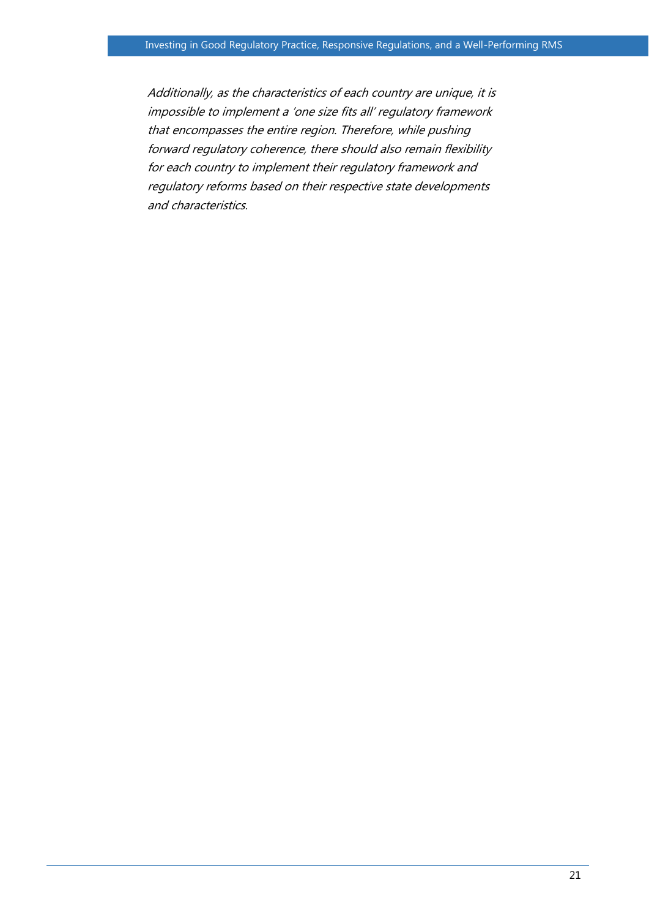*Additionally, as the characteristics of each country are unique, it is impossible to implement a 'one size fits all' regulatory framework that encompasses the entire region. Therefore, while pushing forward regulatory coherence, there should also remain flexibility for each country to implement their regulatory framework and regulatory reforms based on their respective state developments and characteristics.*